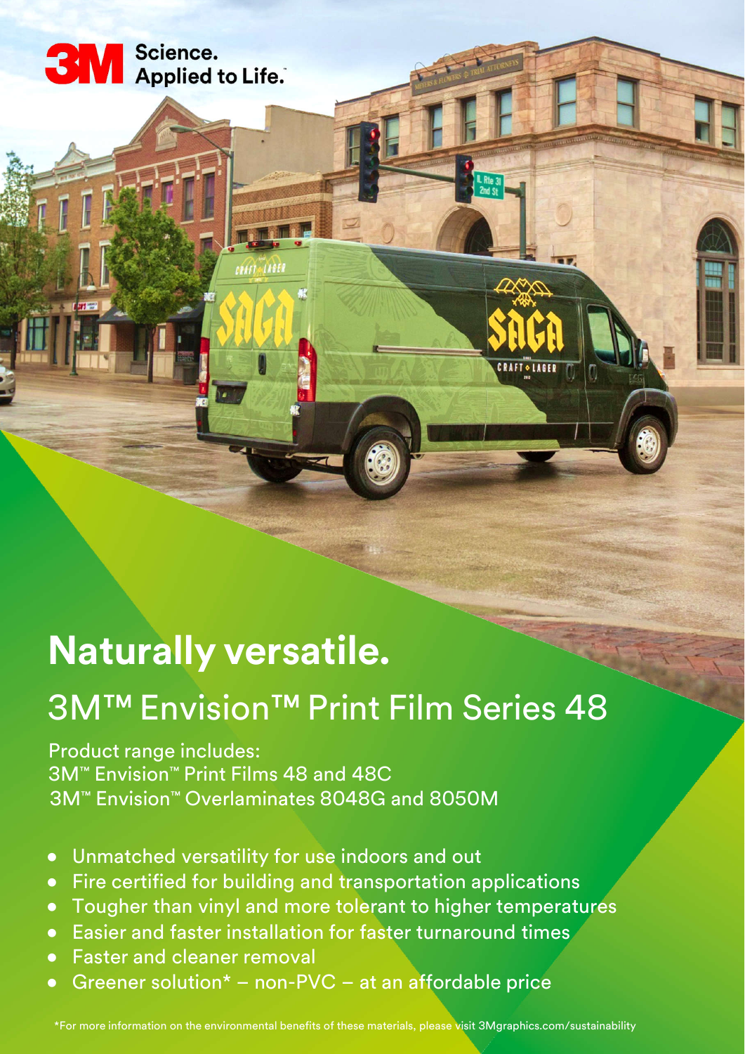3M Science. Applied to Life.™

# Naturally versatile.

## 3M™ Envision™ Print Film Series 48

Product range includes:
3M™ Envision™ Print Films 48 and 48C
3M™ Envision™ Overlaminates 8048G and 8050M

- Unmatched versatility for use indoors and out
- Fire certified for building and transportation applications
- Tougher than vinyl and more tolerant to higher temperatures
- Easier and faster installation for faster turnaround times
- Faster and cleaner removal
- Greener solution* – non-PVC – at an affordable price

*For more information on the environmental benefits of these materials, please visit 3Mgraphics.com/sustainability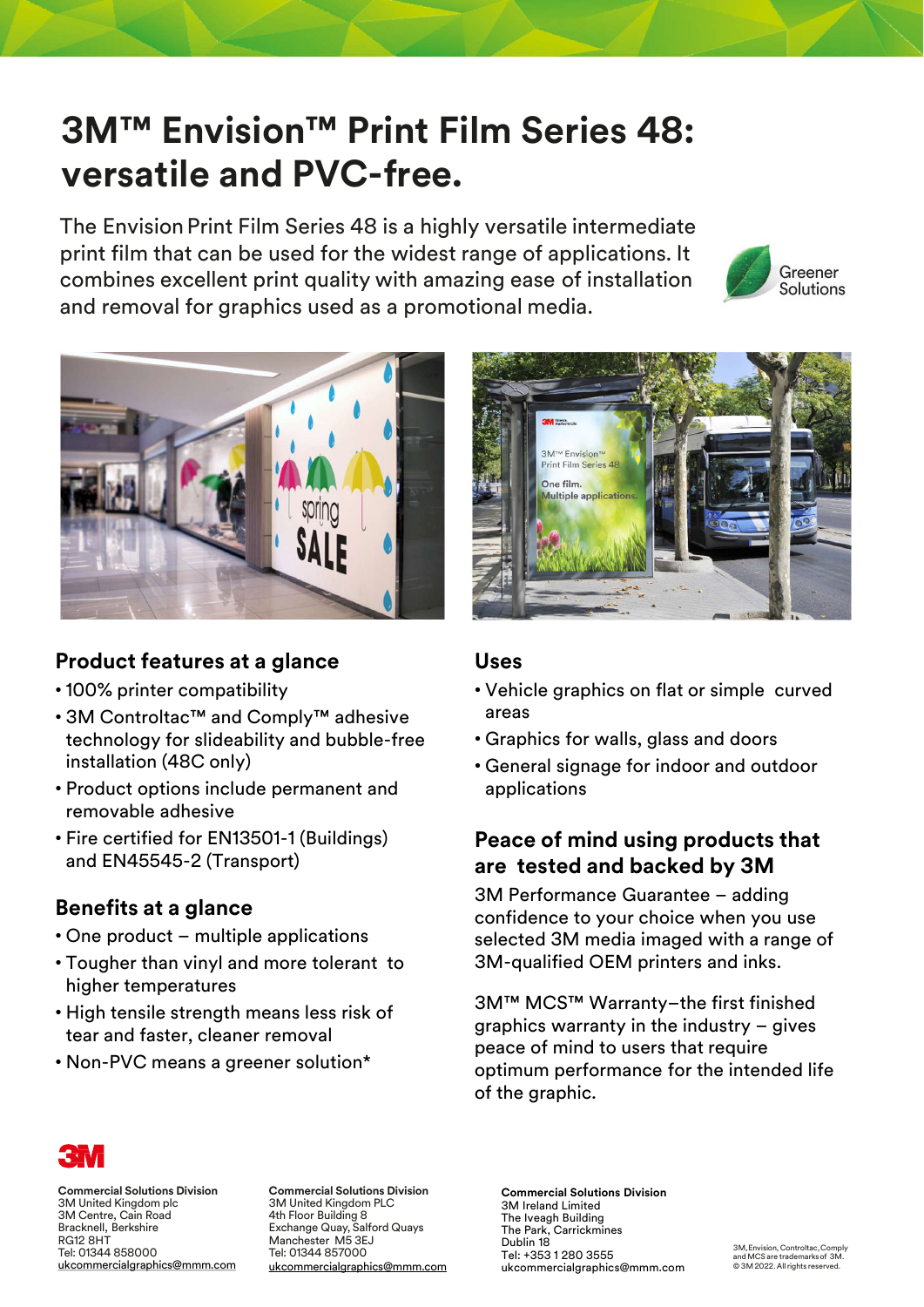# 3M™ Envision™ Print Film Series 48: versatile and PVC-free.

The Envision Print Film Series 48 is a highly versatile intermediate print film that can be used for the widest range of applications. It combines excellent print quality with amazing ease of installation and removal for graphics used as a promotional media.

Greener Solutions

## Product features at a glance

- 100% printer compatibility
- 3M Controltac™ and Comply™ adhesive technology for slideability and bubble-free installation (48C only)
- Product options include permanent and removable adhesive
- Fire certified for EN13501-1 (Buildings) and EN45545-2 (Transport)

## Benefits at a glance

- One product – multiple applications
- Tougher than vinyl and more tolerant to higher temperatures
- High tensile strength means less risk of tear and faster, cleaner removal
- Non-PVC means a greener solution*

## Uses

- Vehicle graphics on flat or simple curved areas
- Graphics for walls, glass and doors
- General signage for indoor and outdoor applications

## Peace of mind using products that are tested and backed by 3M

3M Performance Guarantee – adding confidence to your choice when you use selected 3M media imaged with a range of 3M-qualified OEM printers and inks.

3M™ MCS™ Warranty–the first finished graphics warranty in the industry – gives peace of mind to users that require optimum performance for the intended life of the graphic.

**Commercial Solutions Division**
3M United Kingdom plc
3M Centre, Cain Road
Bracknell, Berkshire
RG12 8HT
Tel: 01344 858000
ukcommercialgraphics@mmm.com

**Commercial Solutions Division**
3M United Kingdom PLC
4th Floor Building 8
Exchange Quay, Salford Quays
Manchester M5 3EJ
Tel: 01344 857000
ukcommercialgraphics@mmm.com

**Commercial Solutions Division**
3M Ireland Limited
The Iveagh Building
The Park, Carrickmines
Dublin 18
Tel: +353 1 280 3555
ukcommercialgraphics@mmm.com

3M, Envision, Controltac, Comply and MCS are trademarks of 3M.
© 3M 2022. All rights reserved.